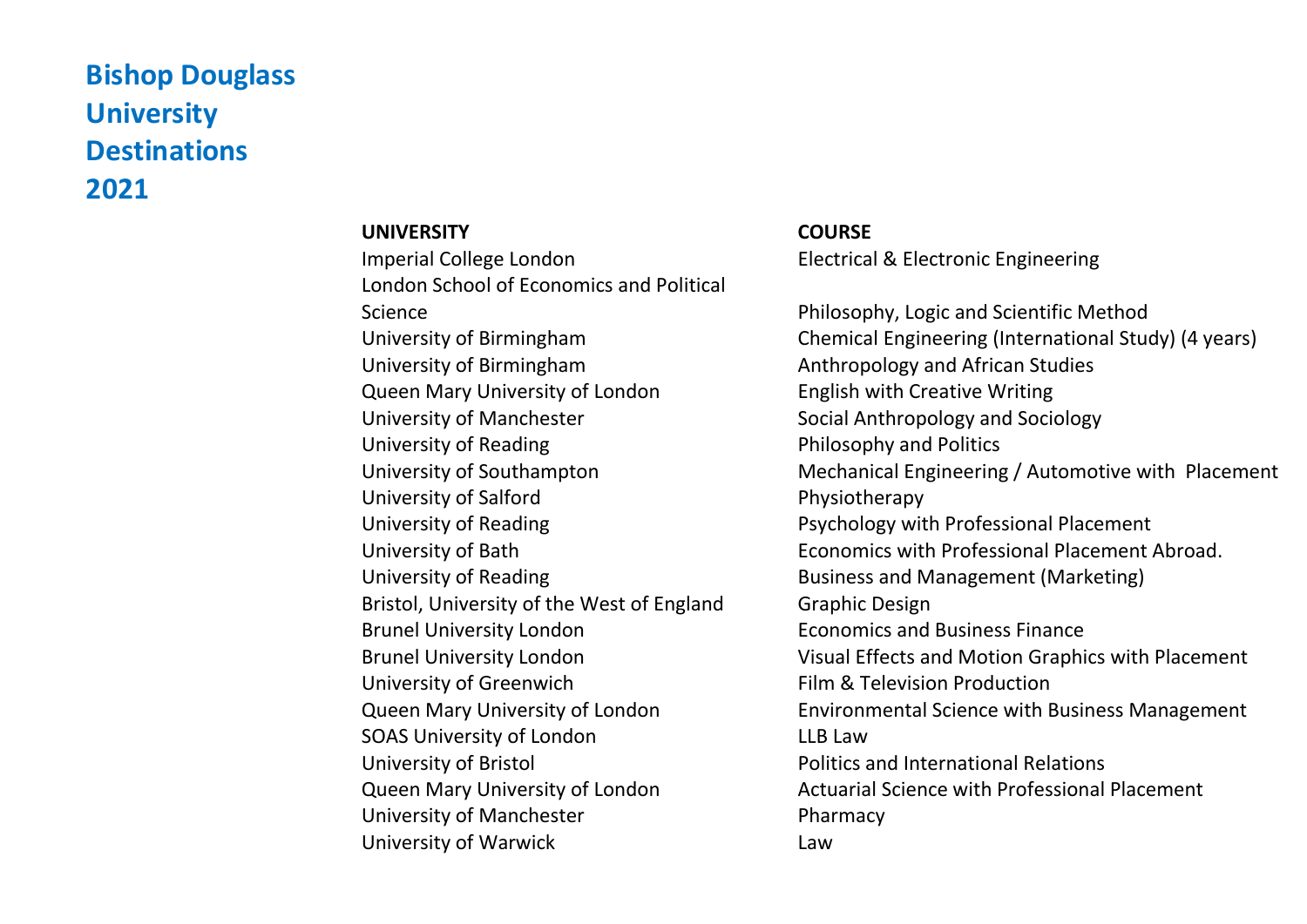# Bishop Douglass University Destinations 2021

| UNIVERSITY | COURSE |
|---|---|
| Imperial College London | Electrical & Electronic Engineering |
| London School of Economics and Political Science | Philosophy, Logic and Scientific Method |
| University of Birmingham | Chemical Engineering (International Study) (4 years) |
| University of Birmingham | Anthropology and African Studies |
| Queen Mary University of London | English with Creative Writing |
| University of Manchester | Social Anthropology and Sociology |
| University of Reading | Philosophy and Politics |
| University of Southampton | Mechanical Engineering / Automotive with Placement |
| University of Salford | Physiotherapy |
| University of Reading | Psychology with Professional Placement |
| University of Bath | Economics with Professional Placement Abroad. |
| University of Reading | Business and Management (Marketing) |
| Bristol, University of the West of England | Graphic Design |
| Brunel University London | Economics and Business Finance |
| Brunel University London | Visual Effects and Motion Graphics with Placement |
| University of Greenwich | Film & Television Production |
| Queen Mary University of London | Environmental Science with Business Management |
| SOAS University of London | LLB Law |
| University of Bristol | Politics and International Relations |
| Queen Mary University of London | Actuarial Science with Professional Placement |
| University of Manchester | Pharmacy |
| University of Warwick | Law |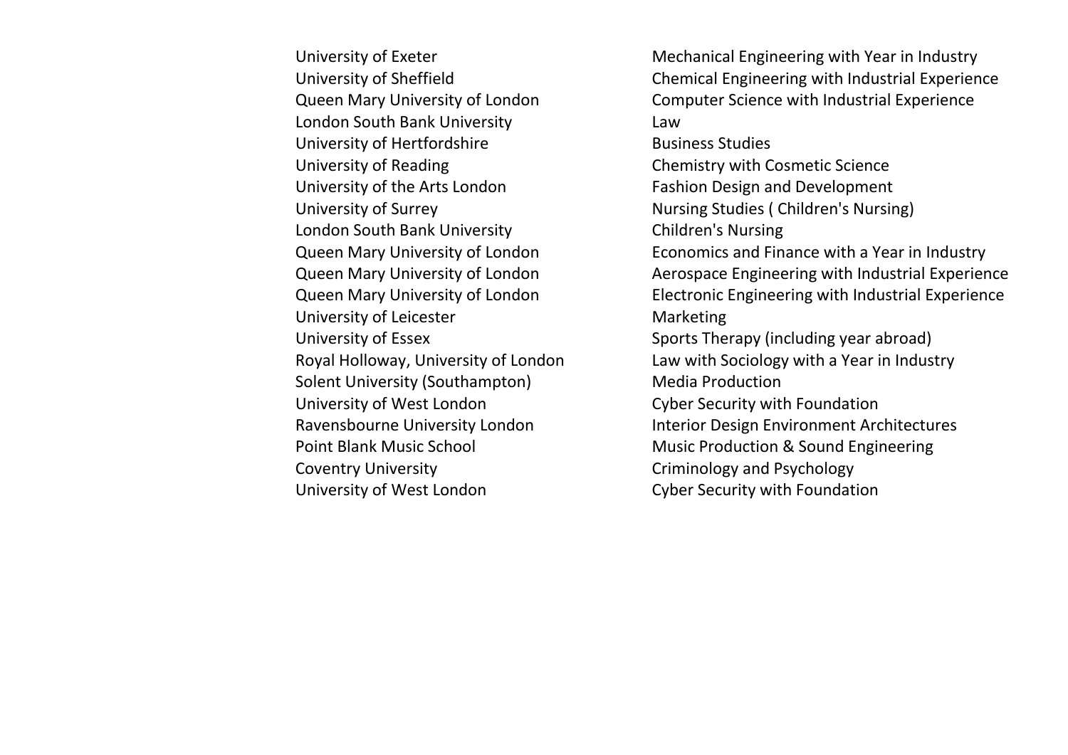| | |
|---|---|
| University of Exeter | Mechanical Engineering with Year in Industry |
| University of Sheffield | Chemical Engineering with Industrial Experience |
| Queen Mary University of London | Computer Science with Industrial Experience |
| London South Bank University | Law |
| University of Hertfordshire | Business Studies |
| University of Reading | Chemistry with Cosmetic Science |
| University of the Arts London | Fashion Design and Development |
| University of Surrey | Nursing Studies ( Children's Nursing) |
| London South Bank University | Children's Nursing |
| Queen Mary University of London | Economics and Finance with a Year in Industry |
| Queen Mary University of London | Aerospace Engineering with Industrial Experience |
| Queen Mary University of London | Electronic Engineering with Industrial Experience |
| University of Leicester | Marketing |
| University of Essex | Sports Therapy (including year abroad) |
| Royal Holloway, University of London | Law with Sociology with a Year in Industry |
| Solent University (Southampton) | Media Production |
| University of West London | Cyber Security with Foundation |
| Ravensbourne University London | Interior Design Environment Architectures |
| Point Blank Music School | Music Production & Sound Engineering |
| Coventry University | Criminology and Psychology |
| University of West London | Cyber Security with Foundation |